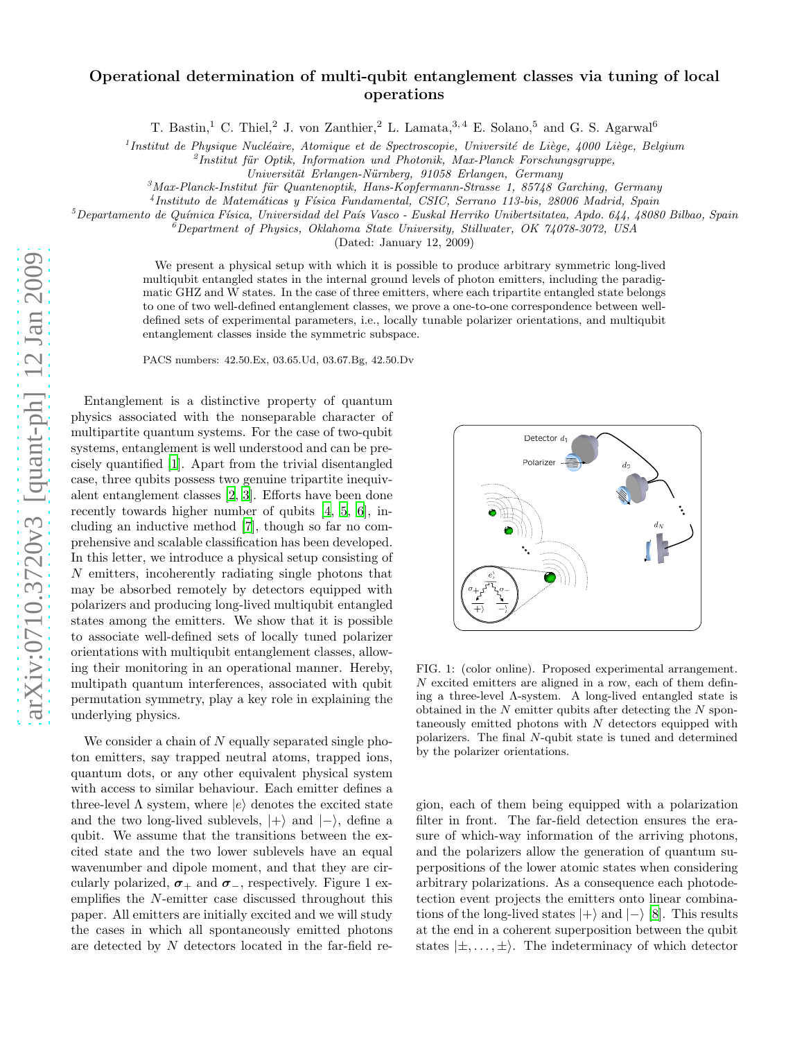# Operational determination of multi-qubit entanglement classes via tuning of local operations

T. Bastin,[1] C. Thiel,[2] J. von Zanthier,[2] L. Lamata,[3,4] E. Solano,[5] and G. S. Agarwal[6]

[1] *Institut de Physique Nucléaire, Atomique et de Spectroscopie, Université de Liège, 4000 Liège, Belgium*
[2] *Institut für Optik, Information und Photonik, Max-Planck Forschungsgruppe, Universität Erlangen-Nürnberg, 91058 Erlangen, Germany*
[3] *Max-Planck-Institut für Quantenoptik, Hans-Kopfermann-Strasse 1, 85748 Garching, Germany*
[4] *Instituto de Matemáticas y Física Fundamental, CSIC, Serrano 113-bis, 28006 Madrid, Spain*
[5] *Departamento de Química Física, Universidad del País Vasco - Euskal Herriko Unibertsitatea, Apdo. 644, 48080 Bilbao, Spain*
[6] *Department of Physics, Oklahoma State University, Stillwater, OK 74078-3072, USA*

(Dated: January 12, 2009)

We present a physical setup with which it is possible to produce arbitrary symmetric long-lived multiqubit entangled states in the internal ground levels of photon emitters, including the paradigmatic GHZ and W states. In the case of three emitters, where each tripartite entangled state belongs to one of two well-defined entanglement classes, we prove a one-to-one correspondence between well-defined sets of experimental parameters, i.e., locally tunable polarizer orientations, and multiqubit entanglement classes inside the symmetric subspace.

PACS numbers: 42.50.Ex, 03.65.Ud, 03.67.Bg, 42.50.Dv

Entanglement is a distinctive property of quantum physics associated with the nonseparable character of multipartite quantum systems. For the case of two-qubit systems, entanglement is well understood and can be precisely quantified [1]. Apart from the trivial disentangled case, three qubits possess two genuine tripartite inequivalent entanglement classes [2, 3]. Efforts have been done recently towards higher number of qubits [4, 5, 6], including an inductive method [7], though so far no comprehensive and scalable classification has been developed. In this letter, we introduce a physical setup consisting of $N$ emitters, incoherently radiating single photons that may be absorbed remotely by detectors equipped with polarizers and producing long-lived multiqubit entangled states among the emitters. We show that it is possible to associate well-defined sets of locally tuned polarizer orientations with multiqubit entanglement classes, allowing their monitoring in an operational manner. Hereby, multipath quantum interferences, associated with qubit permutation symmetry, play a key role in explaining the underlying physics.

FIG. 1: (color online). Proposed experimental arrangement. $N$ excited emitters are aligned in a row, each of them defining a three-level $\Lambda$-system. A long-lived entangled state is obtained in the $N$ emitter qubits after detecting the $N$ spontaneously emitted photons with $N$ detectors equipped with polarizers. The final $N$-qubit state is tuned and determined by the polarizer orientations.

We consider a chain of $N$ equally separated single photon emitters, say trapped neutral atoms, trapped ions, quantum dots, or any other equivalent physical system with access to similar behaviour. Each emitter defines a three-level $\Lambda$ system, where $|e\rangle$ denotes the excited state and the two long-lived sublevels, $|+\rangle$ and $|-\rangle$, define a qubit. We assume that the transitions between the excited state and the two lower sublevels have an equal wavenumber and dipole moment, and that they are circularly polarized, $\boldsymbol{\sigma}_+$ and $\boldsymbol{\sigma}_-$, respectively. Figure 1 exemplifies the $N$-emitter case discussed throughout this paper. All emitters are initially excited and we will study the cases in which all spontaneously emitted photons are detected by $N$ detectors located in the far-field region, each of them being equipped with a polarization filter in front. The far-field detection ensures the erasure of which-way information of the arriving photons, and the polarizers allow the generation of quantum superpositions of the lower atomic states when considering arbitrary polarizations. As a consequence each photodetection event projects the emitters onto linear combinations of the long-lived states $|+\rangle$ and $|-\rangle$ [8]. This results at the end in a coherent superposition between the qubit states $|\pm, \ldots, \pm\rangle$. The indeterminacy of which detector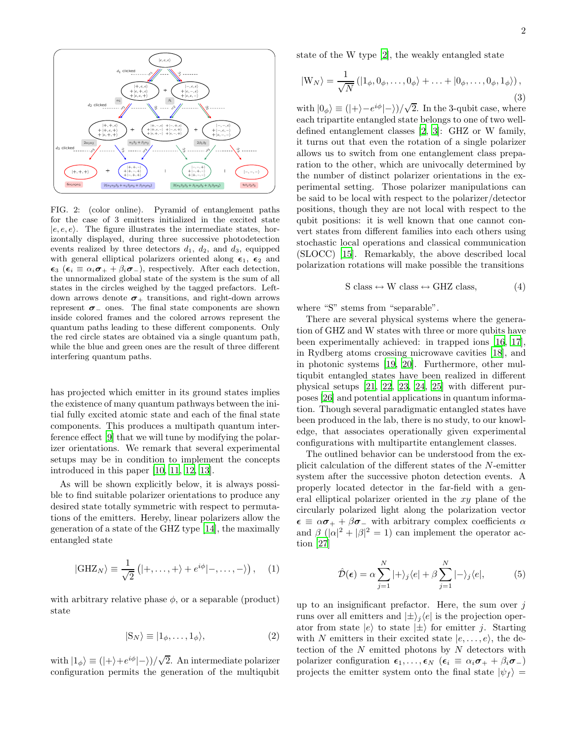FIG. 2: (color online). Pyramid of entanglement paths for the case of 3 emitters initialized in the excited state $|e,e,e\rangle$. The figure illustrates the intermediate states, horizontally displayed, during three successive photodetection events realized by three detectors $d_1$, $d_2$, and $d_3$, equipped with general elliptical polarizers oriented along $\boldsymbol{\epsilon}_1$, $\boldsymbol{\epsilon}_2$ and $\boldsymbol{\epsilon}_3$ ($\boldsymbol{\epsilon}_i \equiv \alpha_i \boldsymbol{\sigma}_+ + \beta_i \boldsymbol{\sigma}_-$), respectively. After each detection, the unnormalized global state of the system is the sum of all states in the circles weighed by the tagged prefactors. Left-down arrows denote $\boldsymbol{\sigma}_+$ transitions, and right-down arrows represent $\boldsymbol{\sigma}_-$ ones. The final state components are shown inside colored frames and the colored arrows represent the quantum paths leading to these different components. Only the red circle states are obtained via a single quantum path, while the blue and green ones are the result of three different interfering quantum paths.

has projected which emitter in its ground states implies the existence of many quantum pathways between the initial fully excited atomic state and each of the final state components. This produces a multipath quantum interference effect [9] that we will tune by modifying the polarizer orientations. We remark that several experimental setups may be in condition to implement the concepts introduced in this paper [10, 11, 12, 13].

As will be shown explicitly below, it is always possible to find suitable polarizer orientations to produce any desired state totally symmetric with respect to permutations of the emitters. Hereby, linear polarizers allow the generation of a state of the GHZ type [14], the maximally entangled state

$$|\mathrm{GHZ}_N\rangle \equiv \frac{1}{\sqrt{2}}\left(|+,\ldots,+\rangle + e^{i\phi}|-,\ldots,-\rangle\right), \quad (1)$$

with arbitrary relative phase $\phi$, or a separable (product) state

$$|\mathrm{S}_N\rangle \equiv |1_\phi,\ldots,1_\phi\rangle, \quad (2)$$

with $|1_\phi\rangle \equiv (|+\rangle + e^{i\phi}|-\rangle)/\sqrt{2}$. An intermediate polarizer configuration permits the generation of the multiqubit state of the W type [2], the weakly entangled state

$$|\mathrm{W}_N\rangle = \frac{1}{\sqrt{N}}\left(|1_\phi,0_\phi,\ldots,0_\phi\rangle + \ldots + |0_\phi,\ldots,0_\phi,1_\phi\rangle\right), \quad (3)$$

with $|0_\phi\rangle \equiv (|+\rangle - e^{i\phi}|-\rangle)/\sqrt{2}$. In the 3-qubit case, where each tripartite entangled state belongs to one of two well-defined entanglement classes [2, 3]: GHZ or W family, it turns out that even the rotation of a single polarizer allows us to switch from one entanglement class preparation to the other, which are univocally determined by the number of distinct polarizer orientations in the experimental setting. Those polarizer manipulations can be said to be local with respect to the polarizer/detector positions, though they are not local with respect to the qubit positions: it is well known that one cannot convert states from different families into each others using stochastic local operations and classical communication (SLOCC) [15]. Remarkably, the above described local polarization rotations will make possible the transitions

$$\text{S class} \leftrightarrow \text{W class} \leftrightarrow \text{GHZ class}, \quad (4)$$

where "S" stems from "separable".

There are several physical systems where the generation of GHZ and W states with three or more qubits have been experimentally achieved: in trapped ions [16, 17], in Rydberg atoms crossing microwave cavities [18], and in photonic systems [19, 20]. Furthermore, other multiqubit entangled states have been realized in different physical setups [21, 22, 23, 24, 25] with different purposes [26] and potential applications in quantum information. Though several paradigmatic entangled states have been produced in the lab, there is no study, to our knowledge, that associates operationally given experimental configurations with multipartite entanglement classes.

The outlined behavior can be understood from the explicit calculation of the different states of the $N$-emitter system after the successive photon detection events. A properly located detector in the far-field with a general elliptical polarizer oriented in the $xy$ plane of the circularly polarized light along the polarization vector $\boldsymbol{\epsilon} \equiv \alpha\boldsymbol{\sigma}_+ + \beta\boldsymbol{\sigma}_-$ with arbitrary complex coefficients $\alpha$ and $\beta$ ($|\alpha|^2 + |\beta|^2 = 1$) can implement the operator action [27]

$$\hat{\mathcal{D}}(\boldsymbol{\epsilon}) = \alpha \sum_{j=1}^{N} |+\rangle_j\langle e| + \beta \sum_{j=1}^{N} |-\rangle_j\langle e|, \quad (5)$$

up to an insignificant prefactor. Here, the sum over $j$ runs over all emitters and $|\pm\rangle_j\langle e|$ is the projection operator from state $|e\rangle$ to state $|\pm\rangle$ for emitter $j$. Starting with $N$ emitters in their excited states $|e,\ldots,e\rangle$, the detection of the $N$ emitted photons by $N$ detectors with polarizer configuration $\boldsymbol{\epsilon}_1,\ldots,\boldsymbol{\epsilon}_N$ ($\boldsymbol{\epsilon}_i \equiv \alpha_i\boldsymbol{\sigma}_+ + \beta_i\boldsymbol{\sigma}_-$) projects the emitter system onto the final state $|\psi_f\rangle =$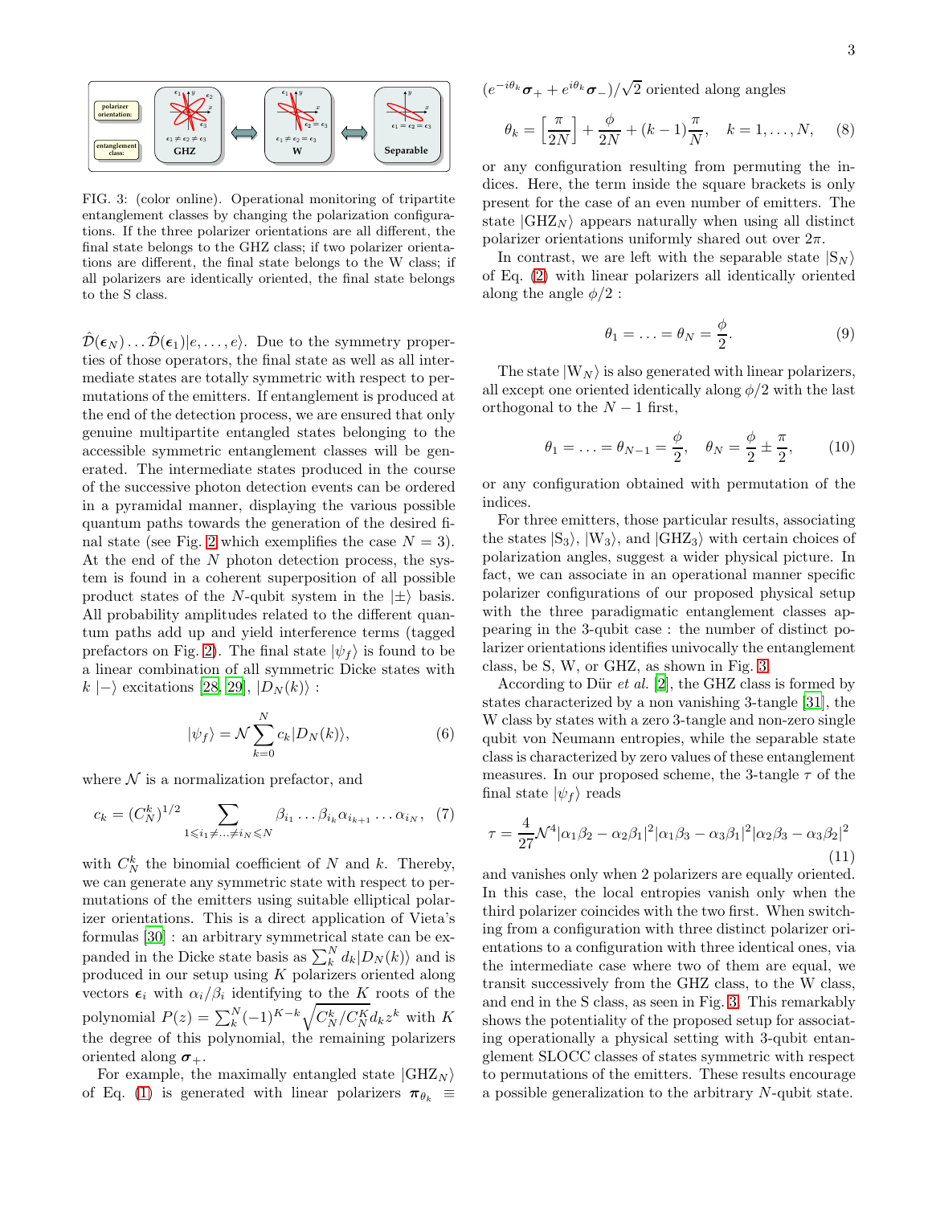FIG. 3: (color online). Operational monitoring of tripartite entanglement classes by changing the polarization configurations. If the three polarizer orientations are all different, the final state belongs to the GHZ class; if two polarizer orientations are different, the final state belongs to the W class; if all polarizers are identically oriented, the final state belongs to the S class.

$\hat{\mathcal{D}}(\boldsymbol{\epsilon}_N)\ldots\hat{\mathcal{D}}(\boldsymbol{\epsilon}_1)|e,\ldots,e\rangle$. Due to the symmetry properties of those operators, the final state as well as all intermediate states are totally symmetric with respect to permutations of the emitters. If entanglement is produced at the end of the detection process, we are ensured that only genuine multipartite entangled states belonging to the accessible symmetric entanglement classes will be generated. The intermediate states produced in the course of the successive photon detection events can be ordered in a pyramidal manner, displaying the various possible quantum paths towards the generation of the desired final state (see Fig. 2 which exemplifies the case $N = 3$). At the end of the $N$ photon detection process, the system is found in a coherent superposition of all possible product states of the $N$-qubit system in the $|\pm\rangle$ basis. All probability amplitudes related to the different quantum paths add up and yield interference terms (tagged prefactors on Fig. 2). The final state $|\psi_f\rangle$ is found to be a linear combination of all symmetric Dicke states with $k$ $|-\rangle$ excitations [28, 29], $|D_N(k)\rangle$ :

$$|\psi_f\rangle = \mathcal{N}\sum_{k=0}^{N} c_k|D_N(k)\rangle, \tag{6}$$

where $\mathcal{N}$ is a normalization prefactor, and

$$c_k = (C_N^k)^{1/2}\sum_{1\leqslant i_1\neq\ldots\neq i_N\leqslant N}\beta_{i_1}\ldots\beta_{i_k}\alpha_{i_{k+1}}\ldots\alpha_{i_N}, \tag{7}$$

with $C_N^k$ the binomial coefficient of $N$ and $k$. Thereby, we can generate any symmetric state with respect to permutations of the emitters using suitable elliptical polarizer orientations. This is a direct application of Vieta's formulas [30] : an arbitrary symmetrical state can be expanded in the Dicke state basis as $\sum_k^N d_k|D_N(k)\rangle$ and is produced in our setup using $K$ polarizers oriented along vectors $\boldsymbol{\epsilon}_i$ with $\alpha_i/\beta_i$ identifying to the $K$ roots of the polynomial $P(z) = \sum_k^N(-1)^{K-k}\sqrt{C_N^k/C_N^K}d_k z^k$ with $K$ the degree of this polynomial, the remaining polarizers oriented along $\boldsymbol{\sigma}_+$.

For example, the maximally entangled state $|\text{GHZ}_N\rangle$ of Eq. (1) is generated with linear polarizers $\boldsymbol{\pi}_{\theta_k} \equiv (e^{-i\theta_k}\boldsymbol{\sigma}_+ + e^{i\theta_k}\boldsymbol{\sigma}_-)/\sqrt{2}$ oriented along angles

$$\theta_k = \left[\frac{\pi}{2N}\right] + \frac{\phi}{2N} + (k-1)\frac{\pi}{N}, \quad k = 1,\ldots,N, \tag{8}$$

or any configuration resulting from permuting the indices. Here, the term inside the square brackets is only present for the case of an even number of emitters. The state $|\text{GHZ}_N\rangle$ appears naturally when using all distinct polarizer orientations uniformly shared out over $2\pi$.

In contrast, we are left with the separable state $|\text{S}_N\rangle$ of Eq. (2) with linear polarizers all identically oriented along the angle $\phi/2$ :

$$\theta_1 = \ldots = \theta_N = \frac{\phi}{2}. \tag{9}$$

The state $|\text{W}_N\rangle$ is also generated with linear polarizers, all except one oriented identically along $\phi/2$ with the last orthogonal to the $N-1$ first,

$$\theta_1 = \ldots = \theta_{N-1} = \frac{\phi}{2}, \quad \theta_N = \frac{\phi}{2} \pm \frac{\pi}{2}, \tag{10}$$

or any configuration obtained with permutation of the indices.

For three emitters, those particular results, associating the states $|\text{S}_3\rangle$, $|\text{W}_3\rangle$, and $|\text{GHZ}_3\rangle$ with certain choices of polarization angles, suggest a wider physical picture. In fact, we can associate in an operational manner specific polarizer configurations of our proposed physical setup with the three paradigmatic entanglement classes appearing in the 3-qubit case : the number of distinct polarizer orientations identifies univocally the entanglement class, be S, W, or GHZ, as shown in Fig. 3.

According to Dür *et al.* [2], the GHZ class is formed by states characterized by a non vanishing 3-tangle [31], the W class by states with a zero 3-tangle and non-zero single qubit von Neumann entropies, while the separable state class is characterized by zero values of these entanglement measures. In our proposed scheme, the 3-tangle $\tau$ of the final state $|\psi_f\rangle$ reads

$$\tau = \frac{4}{27}\mathcal{N}^4|\alpha_1\beta_2-\alpha_2\beta_1|^2|\alpha_1\beta_3-\alpha_3\beta_1|^2|\alpha_2\beta_3-\alpha_3\beta_2|^2 \tag{11}$$

and vanishes only when 2 polarizers are equally oriented. In this case, the local entropies vanish only when the third polarizer coincides with the two first. When switching from a configuration with three distinct polarizer orientations to a configuration with three identical ones, via the intermediate case where two of them are equal, we transit successively from the GHZ class, to the W class, and end in the S class, as seen in Fig. 3. This remarkably shows the potentiality of the proposed setup for associating operationally a physical setting with 3-qubit entanglement SLOCC classes of states symmetric with respect to permutations of the emitters. These results encourage a possible generalization to the arbitrary $N$-qubit state.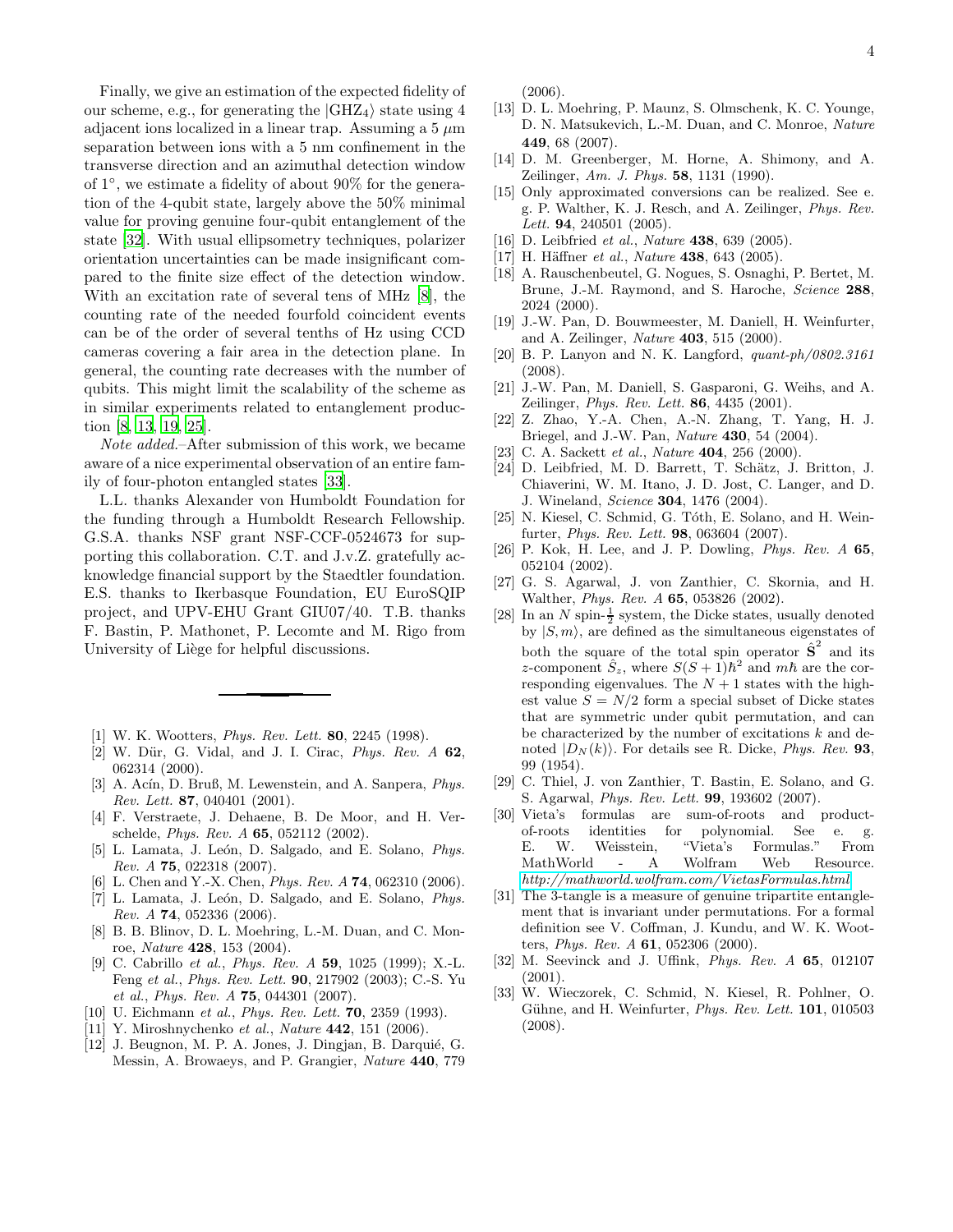Finally, we give an estimation of the expected fidelity of our scheme, e.g., for generating the $|\mathrm{GHZ}_4\rangle$ state using 4 adjacent ions localized in a linear trap. Assuming a 5 $\mu$m separation between ions with a 5 nm confinement in the transverse direction and an azimuthal detection window of $1^\circ$, we estimate a fidelity of about 90% for the generation of the 4-qubit state, largely above the 50% minimal value for proving genuine four-qubit entanglement of the state [32]. With usual ellipsometry techniques, polarizer orientation uncertainties can be made insignificant compared to the finite size effect of the detection window. With an excitation rate of several tens of MHz [8], the counting rate of the needed fourfold coincident events can be of the order of several tenths of Hz using CCD cameras covering a fair area in the detection plane. In general, the counting rate decreases with the number of qubits. This might limit the scalability of the scheme as in similar experiments related to entanglement production [8, 13, 19, 25].

*Note added.*–After submission of this work, we became aware of a nice experimental observation of an entire family of four-photon entangled states [33].

L.L. thanks Alexander von Humboldt Foundation for the funding through a Humboldt Research Fellowship. G.S.A. thanks NSF grant NSF-CCF-0524673 for supporting this collaboration. C.T. and J.v.Z. gratefully acknowledge financial support by the Staedtler foundation. E.S. thanks to Ikerbasque Foundation, EU EuroSQIP project, and UPV-EHU Grant GIU07/40. T.B. thanks F. Bastin, P. Mathonet, P. Lecomte and M. Rigo from University of Liège for helpful discussions.

---

[1] W. K. Wootters, *Phys. Rev. Lett.* **80**, 2245 (1998).

[2] W. Dür, G. Vidal, and J. I. Cirac, *Phys. Rev. A* **62**, 062314 (2000).

[3] A. Acín, D. Bruß, M. Lewenstein, and A. Sanpera, *Phys. Rev. Lett.* **87**, 040401 (2001).

[4] F. Verstraete, J. Dehaene, B. De Moor, and H. Verschelde, *Phys. Rev. A* **65**, 052112 (2002).

[5] L. Lamata, J. León, D. Salgado, and E. Solano, *Phys. Rev. A* **75**, 022318 (2007).

[6] L. Chen and Y.-X. Chen, *Phys. Rev. A* **74**, 062310 (2006).

[7] L. Lamata, J. León, D. Salgado, and E. Solano, *Phys. Rev. A* **74**, 052336 (2006).

[8] B. B. Blinov, D. L. Moehring, L.-M. Duan, and C. Monroe, *Nature* **428**, 153 (2004).

[9] C. Cabrillo *et al.*, *Phys. Rev. A* **59**, 1025 (1999); X.-L. Feng *et al.*, *Phys. Rev. Lett.* **90**, 217902 (2003); C.-S. Yu *et al.*, *Phys. Rev. A* **75**, 044301 (2007).

[10] U. Eichmann *et al.*, *Phys. Rev. Lett.* **70**, 2359 (1993).

[11] Y. Miroshnychenko *et al.*, *Nature* **442**, 151 (2006).

[12] J. Beugnon, M. P. A. Jones, J. Dingjan, B. Darquié, G. Messin, A. Browaeys, and P. Grangier, *Nature* **440**, 779 (2006).

[13] D. L. Moehring, P. Maunz, S. Olmschenk, K. C. Younge, D. N. Matsukevich, L.-M. Duan, and C. Monroe, *Nature* **449**, 68 (2007).

[14] D. M. Greenberger, M. Horne, A. Shimony, and A. Zeilinger, *Am. J. Phys.* **58**, 1131 (1990).

[15] Only approximated conversions can be realized. See e. g. P. Walther, K. J. Resch, and A. Zeilinger, *Phys. Rev. Lett.* **94**, 240501 (2005).

[16] D. Leibfried *et al.*, *Nature* **438**, 639 (2005).

[17] H. Häffner *et al.*, *Nature* **438**, 643 (2005).

[18] A. Rauschenbeutel, G. Nogues, S. Osnaghi, P. Bertet, M. Brune, J.-M. Raymond, and S. Haroche, *Science* **288**, 2024 (2000).

[19] J.-W. Pan, D. Bouwmeester, M. Daniell, H. Weinfurter, and A. Zeilinger, *Nature* **403**, 515 (2000).

[20] B. P. Lanyon and N. K. Langford, *quant-ph/0802.3161* (2008).

[21] J.-W. Pan, M. Daniell, S. Gasparoni, G. Weihs, and A. Zeilinger, *Phys. Rev. Lett.* **86**, 4435 (2001).

[22] Z. Zhao, Y.-A. Chen, A.-N. Zhang, T. Yang, H. J. Briegel, and J.-W. Pan, *Nature* **430**, 54 (2004).

[23] C. A. Sackett *et al.*, *Nature* **404**, 256 (2000).

[24] D. Leibfried, M. D. Barrett, T. Schätz, J. Britton, J. Chiaverini, W. M. Itano, J. D. Jost, C. Langer, and D. J. Wineland, *Science* **304**, 1476 (2004).

[25] N. Kiesel, C. Schmid, G. Tóth, E. Solano, and H. Weinfurter, *Phys. Rev. Lett.* **98**, 063604 (2007).

[26] P. Kok, H. Lee, and J. P. Dowling, *Phys. Rev. A* **65**, 052104 (2002).

[27] G. S. Agarwal, J. von Zanthier, C. Skornia, and H. Walther, *Phys. Rev. A* **65**, 053826 (2002).

[28] In an $N$ spin-$\frac{1}{2}$ system, the Dicke states, usually denoted by $|S,m\rangle$, are defined as the simultaneous eigenstates of both the square of the total spin operator $\hat{\mathbf{S}}^2$ and its $z$-component $\hat{S}_z$, where $S(S+1)\hbar^2$ and $m\hbar$ are the corresponding eigenvalues. The $N+1$ states with the highest value $S = N/2$ form a special subset of Dicke states that are symmetric under qubit permutation, and can be characterized by the number of excitations $k$ and denoted $|D_N(k)\rangle$. For details see R. Dicke, *Phys. Rev.* **93**, 99 (1954).

[29] C. Thiel, J. von Zanthier, T. Bastin, E. Solano, and G. S. Agarwal, *Phys. Rev. Lett.* **99**, 193602 (2007).

[30] Vieta's formulas are sum-of-roots and product-of-roots identities for polynomial. See e. g. E. W. Weisstein, "Vieta's Formulas." From MathWorld - A Wolfram Web Resource. *http://mathworld.wolfram.com/VietasFormulas.html*

[31] The 3-tangle is a measure of genuine tripartite entanglement that is invariant under permutations. For a formal definition see V. Coffman, J. Kundu, and W. K. Wootters, *Phys. Rev. A* **61**, 052306 (2000).

[32] M. Seevinck and J. Uffink, *Phys. Rev. A* **65**, 012107 (2001).

[33] W. Wieczorek, C. Schmid, N. Kiesel, R. Pohlner, O. Gühne, and H. Weinfurter, *Phys. Rev. Lett.* **101**, 010503 (2008).